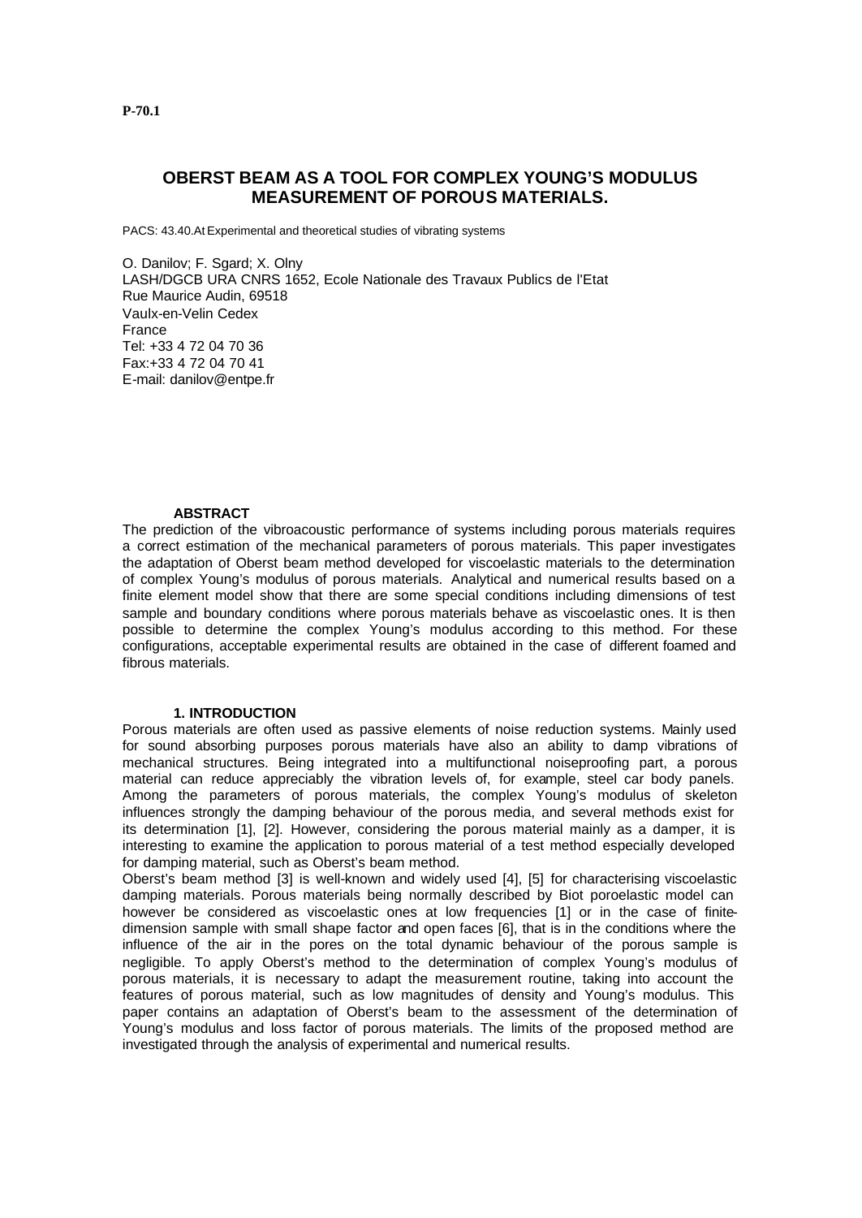**P-70.1**

# OBERST BEAM AS A TOOL FOR COMPLEX YOUNG'S MODULUS MEASUREMENT OF POROUS MATERIALS.

PACS: 43.40.At Experimental and theoretical studies of vibrating systems

O. Danilov; F. Sgard; X. Olny
LASH/DGCB URA CNRS 1652, Ecole Nationale des Travaux Publics de l'Etat
Rue Maurice Audin, 69518
Vaulx-en-Velin Cedex
France
Tel: +33 4 72 04 70 36
Fax:+33 4 72 04 70 41
E-mail: danilov@entpe.fr

### ABSTRACT

The prediction of the vibroacoustic performance of systems including porous materials requires a correct estimation of the mechanical parameters of porous materials. This paper investigates the adaptation of Oberst beam method developed for viscoelastic materials to the determination of complex Young's modulus of porous materials. Analytical and numerical results based on a finite element model show that there are some special conditions including dimensions of test sample and boundary conditions where porous materials behave as viscoelastic ones. It is then possible to determine the complex Young's modulus according to this method. For these configurations, acceptable experimental results are obtained in the case of different foamed and fibrous materials.

## 1. INTRODUCTION

Porous materials are often used as passive elements of noise reduction systems. Mainly used for sound absorbing purposes porous materials have also an ability to damp vibrations of mechanical structures. Being integrated into a multifunctional noiseproofing part, a porous material can reduce appreciably the vibration levels of, for example, steel car body panels. Among the parameters of porous materials, the complex Young's modulus of skeleton influences strongly the damping behaviour of the porous media, and several methods exist for its determination [1], [2]. However, considering the porous material mainly as a damper, it is interesting to examine the application to porous material of a test method especially developed for damping material, such as Oberst's beam method.

Oberst's beam method [3] is well-known and widely used [4], [5] for characterising viscoelastic damping materials. Porous materials being normally described by Biot poroelastic model can however be considered as viscoelastic ones at low frequencies [1] or in the case of finite-dimension sample with small shape factor and open faces [6], that is in the conditions where the influence of the air in the pores on the total dynamic behaviour of the porous sample is negligible. To apply Oberst's method to the determination of complex Young's modulus of porous materials, it is necessary to adapt the measurement routine, taking into account the features of porous material, such as low magnitudes of density and Young's modulus. This paper contains an adaptation of Oberst's beam to the assessment of the determination of Young's modulus and loss factor of porous materials. The limits of the proposed method are investigated through the analysis of experimental and numerical results.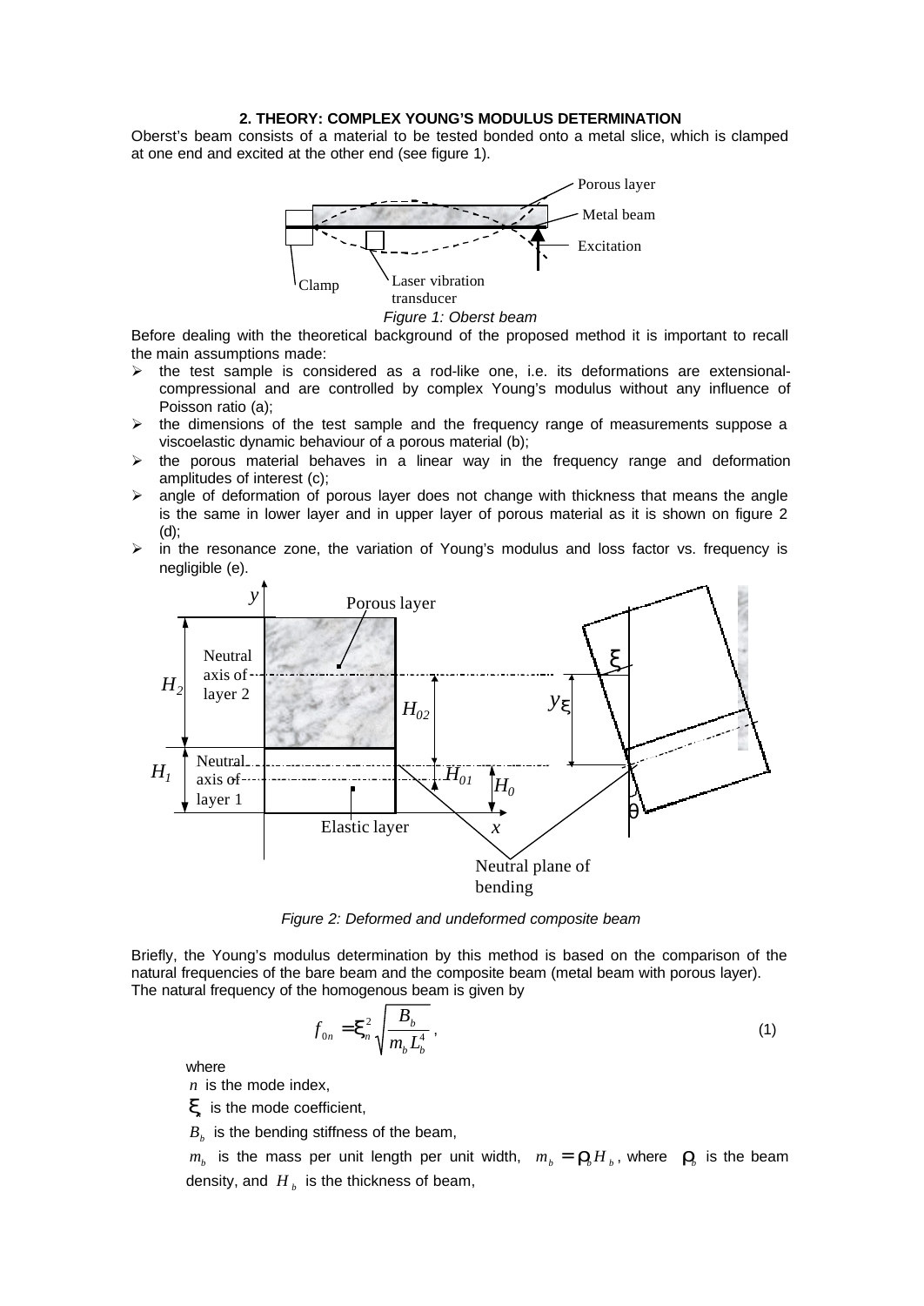## 2. THEORY: COMPLEX YOUNG'S MODULUS DETERMINATION

Oberst's beam consists of a material to be tested bonded onto a metal slice, which is clamped at one end and excited at the other end (see figure 1).

*Figure 1: Oberst beam*

Before dealing with the theoretical background of the proposed method it is important to recall the main assumptions made:

- the test sample is considered as a rod-like one, i.e. its deformations are extensional-compressional and are controlled by complex Young's modulus without any influence of Poisson ratio (a);
- the dimensions of the test sample and the frequency range of measurements suppose a viscoelastic dynamic behaviour of a porous material (b);
- the porous material behaves in a linear way in the frequency range and deformation amplitudes of interest (c);
- angle of deformation of porous layer does not change with thickness that means the angle is the same in lower layer and in upper layer of porous material as it is shown on figure 2 (d);
- in the resonance zone, the variation of Young's modulus and loss factor vs. frequency is negligible (e).

*Figure 2: Deformed and undeformed composite beam*

Briefly, the Young's modulus determination by this method is based on the comparison of the natural frequencies of the bare beam and the composite beam (metal beam with porous layer). The natural frequency of the homogenous beam is given by

$$f_{0n} = \xi_n^2 \sqrt{\frac{B_b}{m_b L_b^4}}, \tag{1}$$

where

$n$ is the mode index,

$\xi_n$ is the mode coefficient,

$B_b$ is the bending stiffness of the beam,

$m_b$ is the mass per unit length per unit width, $m_b = \rho_b H_b$, where $\rho_b$ is the beam density, and $H_b$ is the thickness of beam,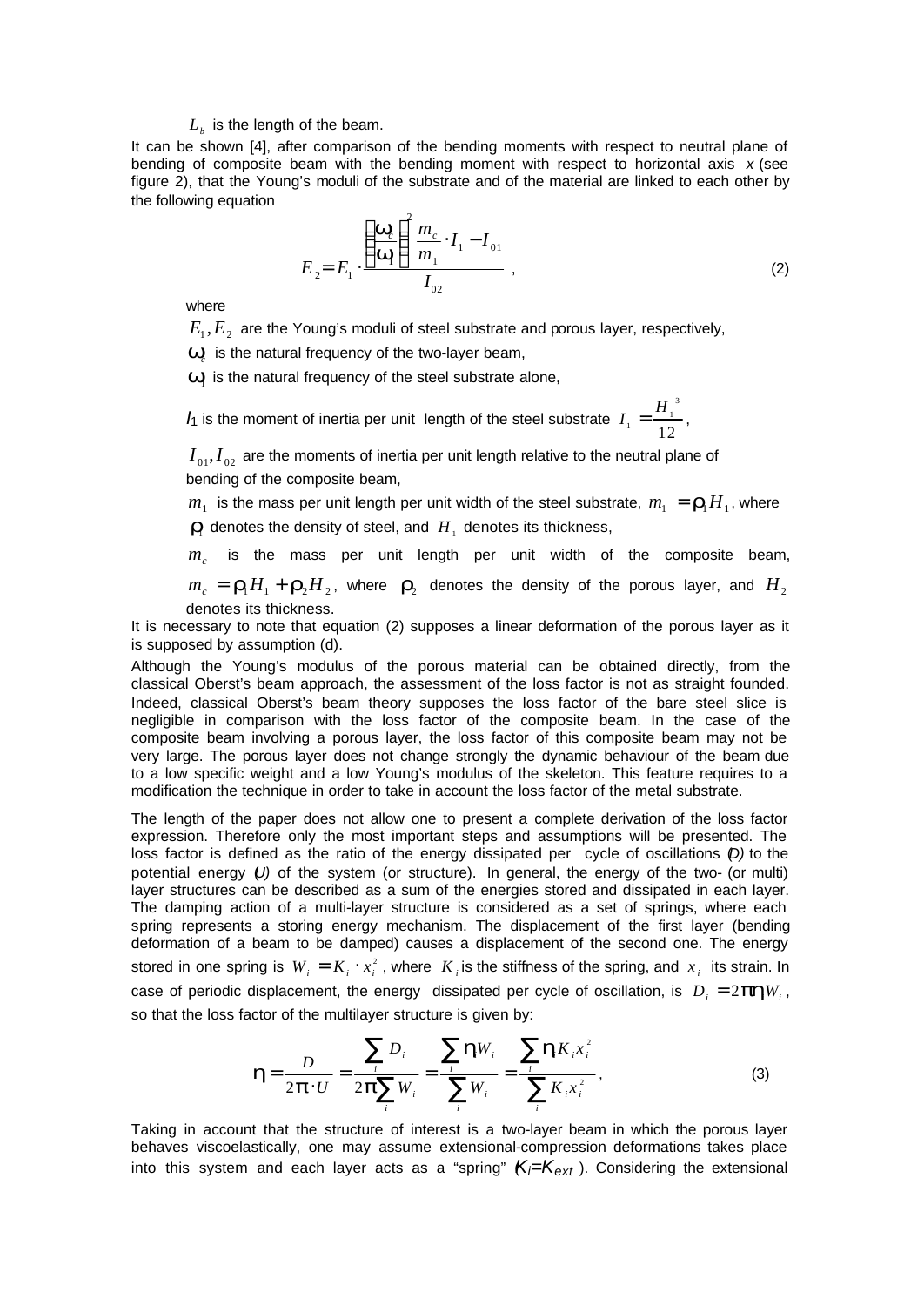$L_b$ is the length of the beam.

It can be shown [4], after comparison of the bending moments with respect to neutral plane of bending of composite beam with the bending moment with respect to horizontal axis $x$ (see figure 2), that the Young's moduli of the substrate and of the material are linked to each other by the following equation

$$E_2 = E_1 \cdot \frac{\left(\frac{\omega_c}{\omega_1}\right)^2 \frac{m_c}{m_1} \cdot I_1 - I_{01}}{I_{02}} \quad , \tag{2}$$

where

$E_1, E_2$ are the Young's moduli of steel substrate and porous layer, respectively,

$\omega_c$ is the natural frequency of the two-layer beam,

$\omega_1$ is the natural frequency of the steel substrate alone,

$I_1$ is the moment of inertia per unit length of the steel substrate $I_1 = \frac{H_1^3}{12}$,

$I_{01}, I_{02}$ are the moments of inertia per unit length relative to the neutral plane of bending of the composite beam,

$m_1$ is the mass per unit length per unit width of the steel substrate, $m_1 = \rho_1 H_1$, where $\rho_1$ denotes the density of steel, and $H_1$ denotes its thickness,

$m_c$ is the mass per unit length per unit width of the composite beam, $m_c = \rho_1 H_1 + \rho_2 H_2$, where $\rho_2$ denotes the density of the porous layer, and $H_2$ denotes its thickness.

It is necessary to note that equation (2) supposes a linear deformation of the porous layer as it is supposed by assumption (d).

Although the Young's modulus of the porous material can be obtained directly, from the classical Oberst's beam approach, the assessment of the loss factor is not as straight founded. Indeed, classical Oberst's beam theory supposes the loss factor of the bare steel slice is negligible in comparison with the loss factor of the composite beam. In the case of the composite beam involving a porous layer, the loss factor of this composite beam may not be very large. The porous layer does not change strongly the dynamic behaviour of the beam due to a low specific weight and a low Young's modulus of the skeleton. This feature requires to a modification the technique in order to take in account the loss factor of the metal substrate.

The length of the paper does not allow one to present a complete derivation of the loss factor expression. Therefore only the most important steps and assumptions will be presented. The loss factor is defined as the ratio of the energy dissipated per cycle of oscillations $(D)$ to the potential energy $(U)$ of the system (or structure). In general, the energy of the two- (or multi) layer structures can be described as a sum of the energies stored and dissipated in each layer. The damping action of a multi-layer structure is considered as a set of springs, where each spring represents a storing energy mechanism. The displacement of the first layer (bending deformation of a beam to be damped) causes a displacement of the second one. The energy stored in one spring is $W_i = K_i \cdot x_i^2$, where $K_i$ is the stiffness of the spring, and $x_i$ its strain. In case of periodic displacement, the energy dissipated per cycle of oscillation, is $D_i = 2\pi\eta_i W_i$, so that the loss factor of the multilayer structure is given by:

$$\eta = \frac{D}{2\pi \cdot U} = \frac{\sum_i D_i}{2\pi \sum_i W_i} = \frac{\sum_i \eta_i W_i}{\sum_i W_i} = \frac{\sum_i \eta_i K_i x_i^2}{\sum_i K_i x_i^2}, \tag{3}$$

Taking in account that the structure of interest is a two-layer beam in which the porous layer behaves viscoelastically, one may assume extensional-compression deformations takes place into this system and each layer acts as a "spring" $(K_i = K_{ext})$. Considering the extensional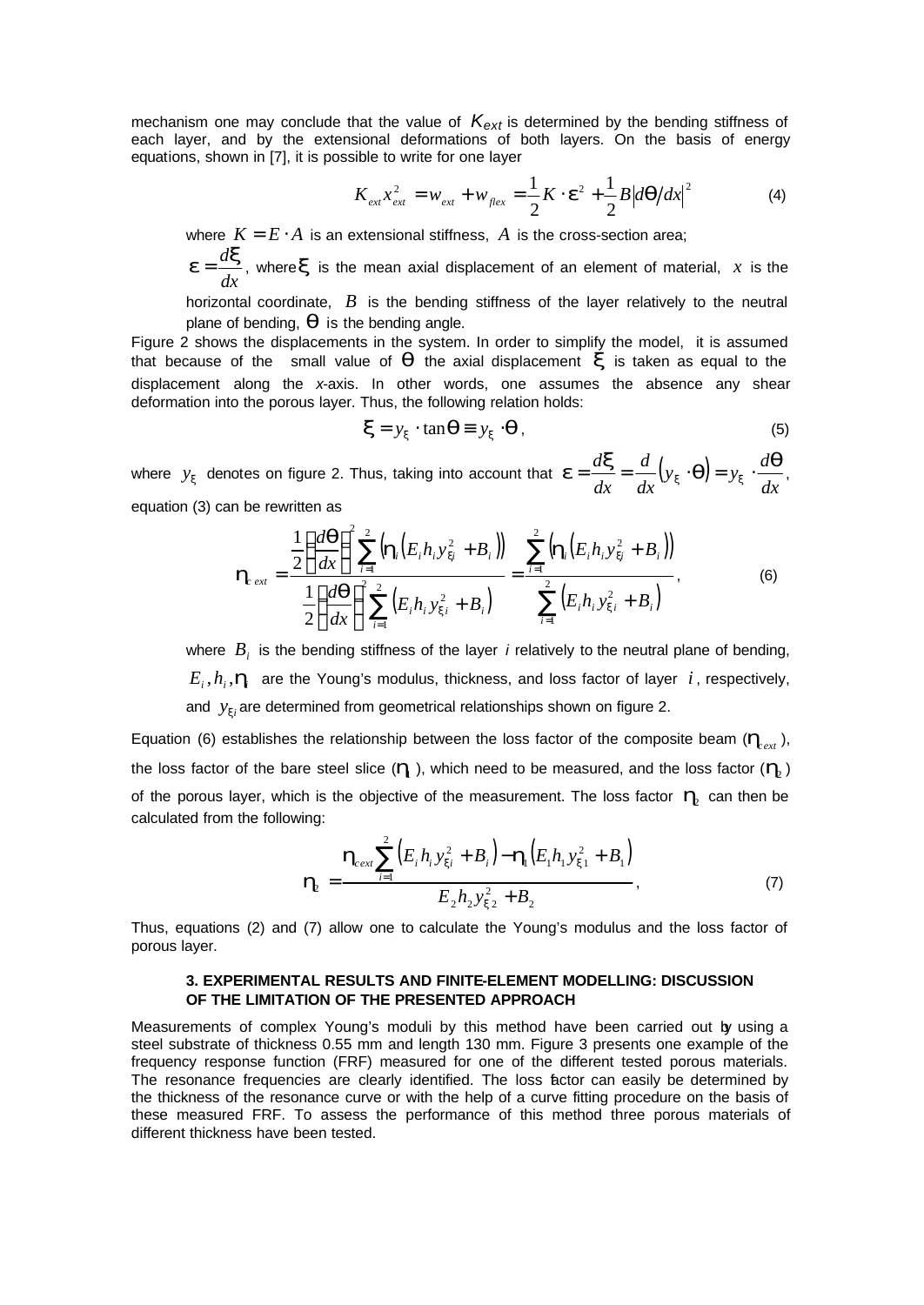mechanism one may conclude that the value of $K_{ext}$ is determined by the bending stiffness of each layer, and by the extensional deformations of both layers. On the basis of energy equations, shown in [7], it is possible to write for one layer

$$K_{ext} x_{ext}^2 = w_{ext} + w_{flex} = \frac{1}{2} K \cdot \varepsilon^2 + \frac{1}{2} B \left| d\theta / dx \right|^2 \tag{4}$$

where $K = E \cdot A$ is an extensional stiffness, $A$ is the cross-section area;

$\varepsilon = \frac{d\xi}{dx}$, where $\xi$ is the mean axial displacement of an element of material, $x$ is the horizontal coordinate, $B$ is the bending stiffness of the layer relatively to the neutral plane of bending, $\theta$ is the bending angle.

Figure 2 shows the displacements in the system. In order to simplify the model, it is assumed that because of the small value of $\theta$ the axial displacement $\xi$ is taken as equal to the displacement along the *x*-axis. In other words, one assumes the absence any shear deformation into the porous layer. Thus, the following relation holds:

$$\xi = y_\xi \cdot \tan\theta \equiv y_\xi \cdot \theta, \tag{5}$$

where $y_\xi$ denotes on figure 2. Thus, taking into account that $\varepsilon = \frac{d\xi}{dx} = \frac{d}{dx}\left(y_\xi \cdot \theta\right) = y_\xi \cdot \frac{d\theta}{dx}$, equation (3) can be rewritten as

$$\eta_{c\,ext} = \frac{\frac{1}{2}\left(\frac{d\theta}{dx}\right)^2 \sum_{i=1}^{2}\left(\eta_i \left(E_i h_i y_{\xi i}^2 + B_i\right)\right)}{\frac{1}{2}\left(\frac{d\theta}{dx}\right)^2 \sum_{i=1}^{2}\left(E_i h_i y_{\xi i}^2 + B_i\right)} = \frac{\sum_{i=1}^{2}\left(\eta_i \left(E_i h_i y_{\xi i}^2 + B_i\right)\right)}{\sum_{i=1}^{2}\left(E_i h_i y_{\xi i}^2 + B_i\right)}, \tag{6}$$

where $B_i$ is the bending stiffness of the layer *i* relatively to the neutral plane of bending, $E_i, h_i, \eta_i$ are the Young's modulus, thickness, and loss factor of layer $i$, respectively, and $y_{\xi i}$ are determined from geometrical relationships shown on figure 2.

Equation (6) establishes the relationship between the loss factor of the composite beam ($\eta_{cext}$), the loss factor of the bare steel slice ($\eta_1$), which need to be measured, and the loss factor ($\eta_2$) of the porous layer, which is the objective of the measurement. The loss factor $\eta_2$ can then be calculated from the following:

$$\eta_2 = \frac{\eta_{cext}\sum_{i=1}^{2}\left(E_i h_i y_{\xi i}^2 + B_i\right) - \eta_1\left(E_1 h_1 y_{\xi 1}^2 + B_1\right)}{E_2 h_2 y_{\xi 2}^2 + B_2}, \tag{7}$$

Thus, equations (2) and (7) allow one to calculate the Young's modulus and the loss factor of porous layer.

### 3. EXPERIMENTAL RESULTS AND FINITE-ELEMENT MODELLING: DISCUSSION OF THE LIMITATION OF THE PRESENTED APPROACH

Measurements of complex Young's moduli by this method have been carried out by using a steel substrate of thickness 0.55 mm and length 130 mm. Figure 3 presents one example of the frequency response function (FRF) measured for one of the different tested porous materials. The resonance frequencies are clearly identified. The loss factor can easily be determined by the thickness of the resonance curve or with the help of a curve fitting procedure on the basis of these measured FRF. To assess the performance of this method three porous materials of different thickness have been tested.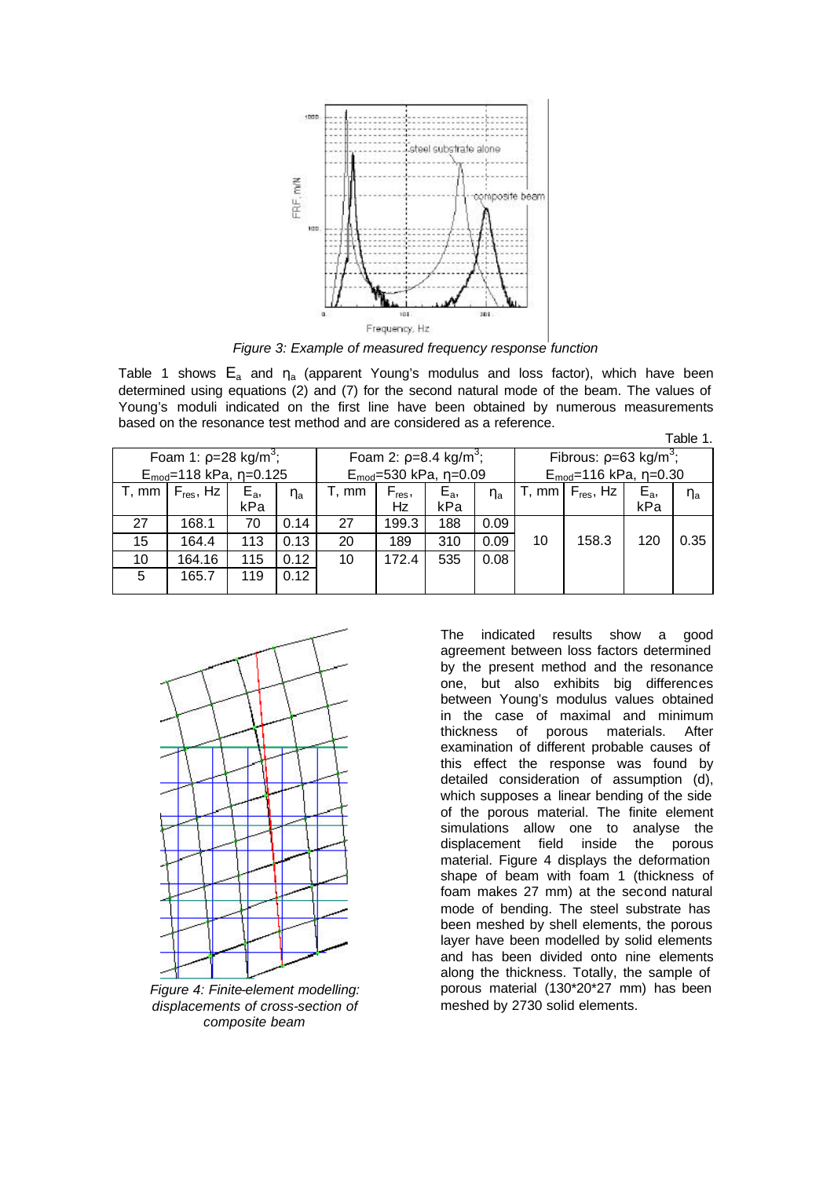*Figure 3: Example of measured frequency response function*

Table 1 shows $E_a$ and $\eta_a$ (apparent Young's modulus and loss factor), which have been determined using equations (2) and (7) for the second natural mode of the beam. The values of Young's moduli indicated on the first line have been obtained by numerous measurements based on the resonance test method and are considered as a reference.

Table 1.

| Foam 1: $\rho$=28 kg/m$^3$; $E_{mod}$=118 kPa, $\eta$=0.125 | | | | Foam 2: $\rho$=8.4 kg/m$^3$; $E_{mod}$=530 kPa, $\eta$=0.09 | | | | Fibrous: $\rho$=63 kg/m$^3$; $E_{mod}$=116 kPa, $\eta$=0.30 | | | |
|---|---|---|---|---|---|---|---|---|---|---|---|
| T, mm | $F_{res}$, Hz | $E_a$, kPa | $\eta_a$ | T, mm | $F_{res}$, Hz | $E_a$, kPa | $\eta_a$ | T, mm | $F_{res}$, Hz | $E_a$, kPa | $\eta_a$ |
| 27 | 168.1 | 70 | 0.14 | 27 | 199.3 | 188 | 0.09 | | | | |
| 15 | 164.4 | 113 | 0.13 | 20 | 189 | 310 | 0.09 | 10 | 158.3 | 120 | 0.35 |
| 10 | 164.16 | 115 | 0.12 | 10 | 172.4 | 535 | 0.08 | | | | |
| 5 | 165.7 | 119 | 0.12 | | | | | | | | |

*Figure 4: Finite-element modelling: displacements of cross-section of composite beam*

The indicated results show a good agreement between loss factors determined by the present method and the resonance one, but also exhibits big differences between Young's modulus values obtained in the case of maximal and minimum thickness of porous materials. After examination of different probable causes of this effect the response was found by detailed consideration of assumption (d), which supposes a linear bending of the side of the porous material. The finite element simulations allow one to analyse the displacement field inside the porous material. Figure 4 displays the deformation shape of beam with foam 1 (thickness of foam makes 27 mm) at the second natural mode of bending. The steel substrate has been meshed by shell elements, the porous layer have been modelled by solid elements and has been divided onto nine elements along the thickness. Totally, the sample of porous material (130*20*27 mm) has been meshed by 2730 solid elements.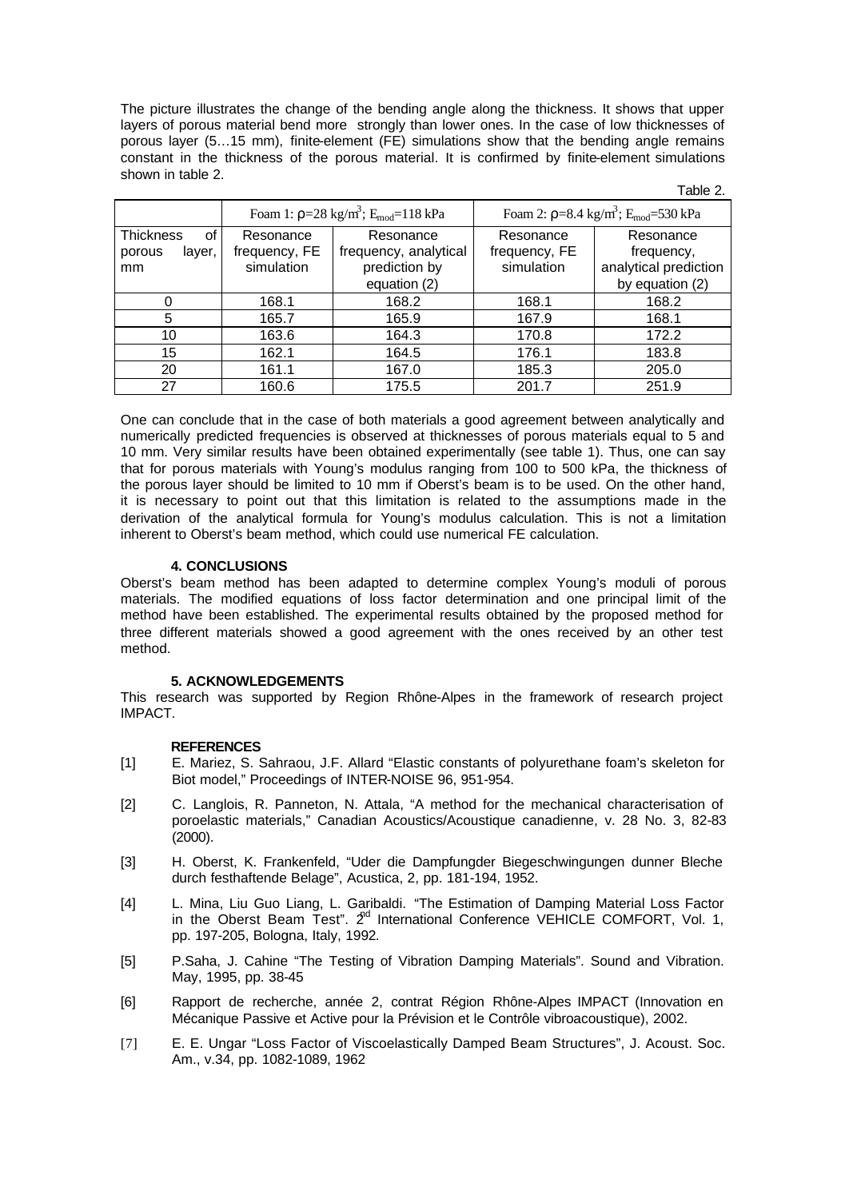The picture illustrates the change of the bending angle along the thickness. It shows that upper layers of porous material bend more strongly than lower ones. In the case of low thicknesses of porous layer (5…15 mm), finite-element (FE) simulations show that the bending angle remains constant in the thickness of the porous material. It is confirmed by finite-element simulations shown in table 2.

Table 2.

| | Foam 1: $\rho$=28 kg/m$^3$; $E_{mod}$=118 kPa | | Foam 2: $\rho$=8.4 kg/m$^3$; $E_{mod}$=530 kPa | |
|---|---|---|---|---|
| Thickness of porous layer, mm | Resonance frequency, FE simulation | Resonance frequency, analytical prediction by equation (2) | Resonance frequency, FE simulation | Resonance frequency, analytical prediction by equation (2) |
| 0 | 168.1 | 168.2 | 168.1 | 168.2 |
| 5 | 165.7 | 165.9 | 167.9 | 168.1 |
| 10 | 163.6 | 164.3 | 170.8 | 172.2 |
| 15 | 162.1 | 164.5 | 176.1 | 183.8 |
| 20 | 161.1 | 167.0 | 185.3 | 205.0 |
| 27 | 160.6 | 175.5 | 201.7 | 251.9 |

One can conclude that in the case of both materials a good agreement between analytically and numerically predicted frequencies is observed at thicknesses of porous materials equal to 5 and 10 mm. Very similar results have been obtained experimentally (see table 1). Thus, one can say that for porous materials with Young's modulus ranging from 100 to 500 kPa, the thickness of the porous layer should be limited to 10 mm if Oberst's beam is to be used. On the other hand, it is necessary to point out that this limitation is related to the assumptions made in the derivation of the analytical formula for Young's modulus calculation. This is not a limitation inherent to Oberst's beam method, which could use numerical FE calculation.

## 4. CONCLUSIONS

Oberst's beam method has been adapted to determine complex Young's moduli of porous materials. The modified equations of loss factor determination and one principal limit of the method have been established. The experimental results obtained by the proposed method for three different materials showed a good agreement with the ones received by an other test method.

## 5. ACKNOWLEDGEMENTS

This research was supported by Region Rhône-Alpes in the framework of research project IMPACT.

## REFERENCES

[1] E. Mariez, S. Sahraou, J.F. Allard "Elastic constants of polyurethane foam's skeleton for Biot model," Proceedings of INTER-NOISE 96, 951-954.

[2] C. Langlois, R. Panneton, N. Attala, "A method for the mechanical characterisation of poroelastic materials," Canadian Acoustics/Acoustique canadienne, v. 28 No. 3, 82-83 (2000).

[3] H. Oberst, K. Frankenfeld, "Uder die Dampfungder Biegeschwingungen dunner Bleche durch festhaftende Belage", Acustica, 2, pp. 181-194, 1952.

[4] L. Mina, Liu Guo Liang, L. Garibaldi. "The Estimation of Damping Material Loss Factor in the Oberst Beam Test". 2nd International Conference VEHICLE COMFORT, Vol. 1, pp. 197-205, Bologna, Italy, 1992.

[5] P.Saha, J. Cahine "The Testing of Vibration Damping Materials". Sound and Vibration. May, 1995, pp. 38-45

[6] Rapport de recherche, année 2, contrat Région Rhône-Alpes IMPACT (Innovation en Mécanique Passive et Active pour la Prévision et le Contrôle vibroacoustique), 2002.

[7] E. E. Ungar "Loss Factor of Viscoelastically Damped Beam Structures", J. Acoust. Soc. Am., v.34, pp. 1082-1089, 1962